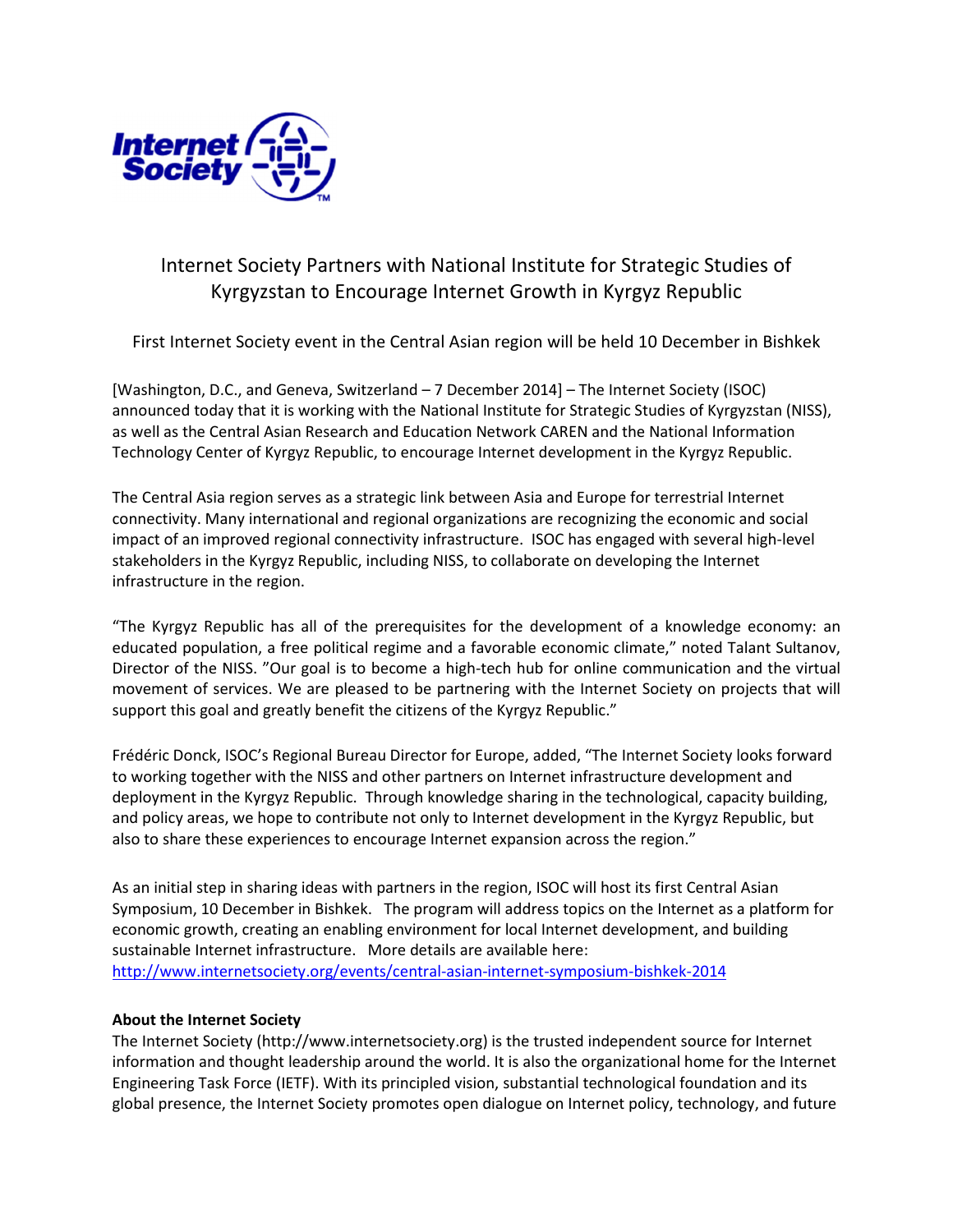# Internet Society Partners with National Institute for Strategic Studies of Kyrgyzstan to Encourage Internet Growth in Kyrgyz Republic

First Internet Society event in the Central Asian region will be held 10 December in Bishkek

[Washington, D.C., and Geneva, Switzerland – 7 December 2014] – The Internet Society (ISOC) announced today that it is working with the National Institute for Strategic Studies of Kyrgyzstan (NISS), as well as the Central Asian Research and Education Network CAREN and the National Information Technology Center of Kyrgyz Republic, to encourage Internet development in the Kyrgyz Republic.

The Central Asia region serves as a strategic link between Asia and Europe for terrestrial Internet connectivity. Many international and regional organizations are recognizing the economic and social impact of an improved regional connectivity infrastructure. ISOC has engaged with several high-level stakeholders in the Kyrgyz Republic, including NISS, to collaborate on developing the Internet infrastructure in the region.

"The Kyrgyz Republic has all of the prerequisites for the development of a knowledge economy: an educated population, a free political regime and a favorable economic climate," noted Talant Sultanov, Director of the NISS. "Our goal is to become a high-tech hub for online communication and the virtual movement of services. We are pleased to be partnering with the Internet Society on projects that will support this goal and greatly benefit the citizens of the Kyrgyz Republic."

Frédéric Donck, ISOC's Regional Bureau Director for Europe, added, "The Internet Society looks forward to working together with the NISS and other partners on Internet infrastructure development and deployment in the Kyrgyz Republic. Through knowledge sharing in the technological, capacity building, and policy areas, we hope to contribute not only to Internet development in the Kyrgyz Republic, but also to share these experiences to encourage Internet expansion across the region."

As an initial step in sharing ideas with partners in the region, ISOC will host its first Central Asian Symposium, 10 December in Bishkek. The program will address topics on the Internet as a platform for economic growth, creating an enabling environment for local Internet development, and building sustainable Internet infrastructure. More details are available here: http://www.internetsociety.org/events/central-asian-internet-symposium-bishkek-2014

**About the Internet Society**

The Internet Society (http://www.internetsociety.org) is the trusted independent source for Internet information and thought leadership around the world. It is also the organizational home for the Internet Engineering Task Force (IETF). With its principled vision, substantial technological foundation and its global presence, the Internet Society promotes open dialogue on Internet policy, technology, and future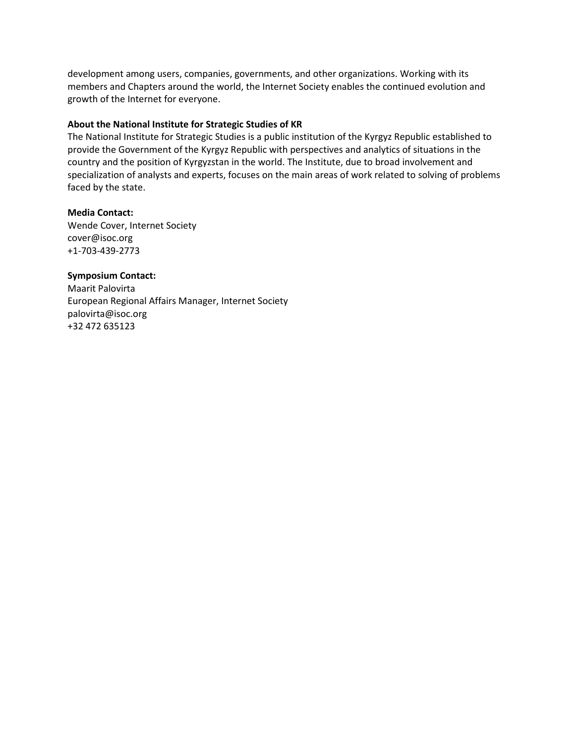development among users, companies, governments, and other organizations. Working with its members and Chapters around the world, the Internet Society enables the continued evolution and growth of the Internet for everyone.

**About the National Institute for Strategic Studies of KR**

The National Institute for Strategic Studies is a public institution of the Kyrgyz Republic established to provide the Government of the Kyrgyz Republic with perspectives and analytics of situations in the country and the position of Kyrgyzstan in the world. The Institute, due to broad involvement and specialization of analysts and experts, focuses on the main areas of work related to solving of problems faced by the state.

**Media Contact:**

Wende Cover, Internet Society
cover@isoc.org
+1-703-439-2773

**Symposium Contact:**

Maarit Palovirta
European Regional Affairs Manager, Internet Society
palovirta@isoc.org
+32 472 635123